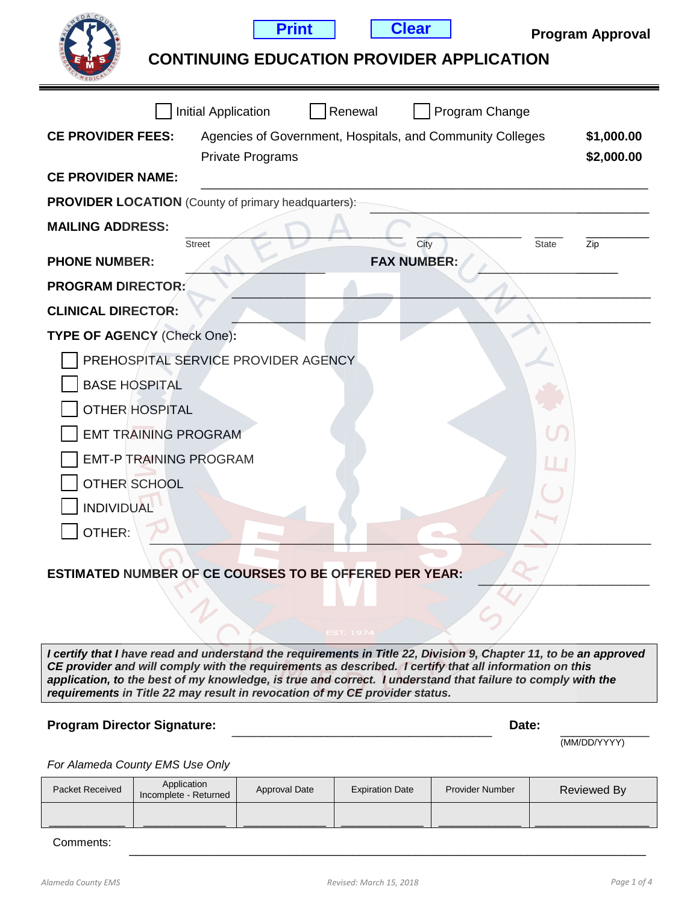Print Clear

**Program Approval**

# CONTINUING EDUCATION PROVIDER APPLICATION

☐ Initial Application ☐ Renewal ☐ Program Change

**CE PROVIDER FEES:** Agencies of Government, Hospitals, and Community Colleges **$1,000.00**
Private Programs **$2,000.00**

**CE PROVIDER NAME:** ______________________________

**PROVIDER LOCATION** (County of primary headquarters): ______________________________

**MAILING ADDRESS:** ____________________ ____________________ ______ ______
Street City State Zip

**PHONE NUMBER:** ____________________ **FAX NUMBER:** ____________________

**PROGRAM DIRECTOR:** ______________________________

**CLINICAL DIRECTOR:** ______________________________

**TYPE OF AGENCY** (Check One)**:**

- ☐ PREHOSPITAL SERVICE PROVIDER AGENCY
- ☐ BASE HOSPITAL
- ☐ OTHER HOSPITAL
- ☐ EMT TRAINING PROGRAM
- ☐ EMT-P TRAINING PROGRAM
- ☐ OTHER SCHOOL
- ☐ INDIVIDUAL
- ☐ OTHER: ______________________________

**ESTIMATED NUMBER OF CE COURSES TO BE OFFERED PER YEAR:** ____________

***I certify that I have read and understand the requirements in Title 22, Division 9, Chapter 11, to be an approved CE provider and will comply with the requirements as described. I certify that all information on this application, to the best of my knowledge, is true and correct. I understand that failure to comply with the requirements in Title 22 may result in revocation of my CE provider status.***

**Program Director Signature:** ______________________________ **Date:** ____________
(MM/DD/YYYY)

*For Alameda County EMS Use Only*

| Packet Received | Application Incomplete - Returned | Approval Date | Expiration Date | Provider Number | Reviewed By |
|---|---|---|---|---|---|
| ________ | ________ | ________ | ________ | ________ | ________ |

Comments: ______________________________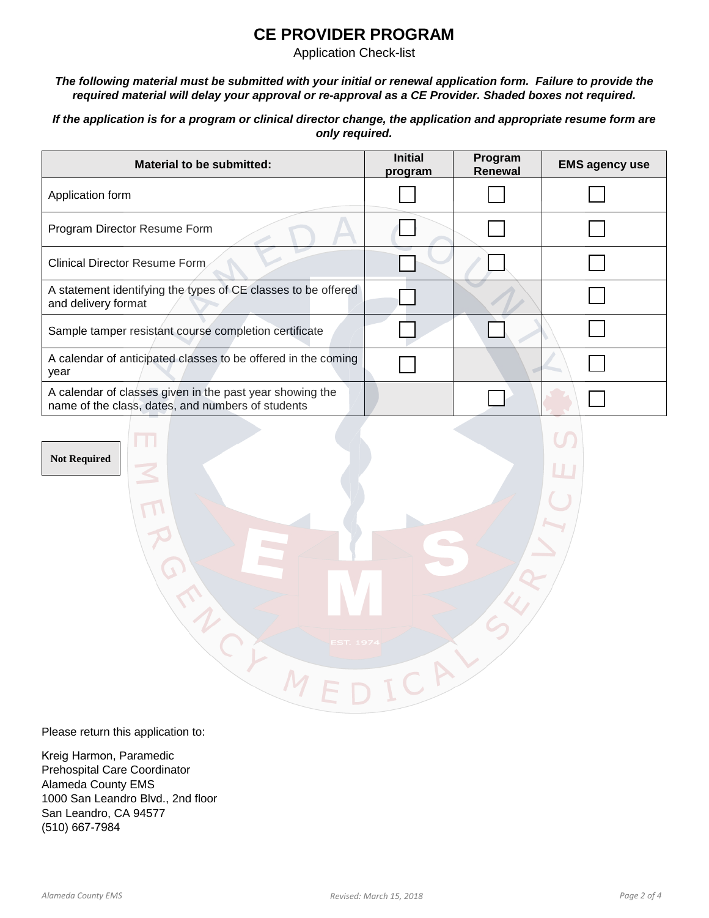# CE PROVIDER PROGRAM

Application Check-list

***The following material must be submitted with your initial or renewal application form. Failure to provide the required material will delay your approval or re-approval as a CE Provider. Shaded boxes not required.***

***If the application is for a program or clinical director change, the application and appropriate resume form are only required.***

| Material to be submitted: | Initial program | Program Renewal | EMS agency use |
|---|---|---|---|
| Application form | ☐ | ☐ | ☐ |
| Program Director Resume Form | ☐ | ☐ | ☐ |
| Clinical Director Resume Form | ☐ | ☐ | ☐ |
| A statement identifying the types of CE classes to be offered and delivery format | ☐ | | ☐ |
| Sample tamper resistant course completion certificate | ☐ | ☐ | ☐ |
| A calendar of anticipated classes to be offered in the coming year | ☐ | | ☐ |
| A calendar of classes given in the past year showing the name of the class, dates, and numbers of students | | ☐ | ☐ |

**Not Required**

Please return this application to:

Kreig Harmon, Paramedic
Prehospital Care Coordinator
Alameda County EMS
1000 San Leandro Blvd., 2nd floor
San Leandro, CA 94577
(510) 667-7984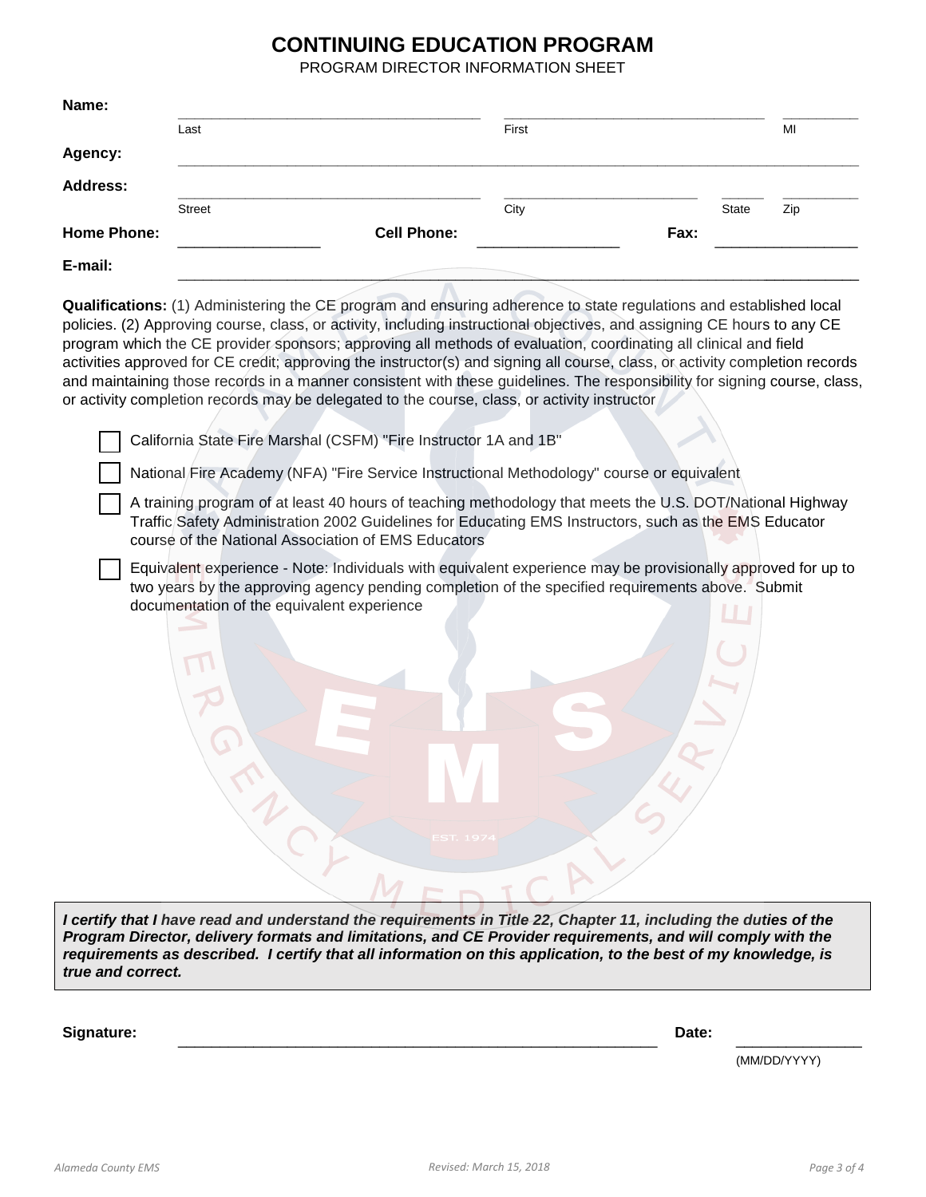# CONTINUING EDUCATION PROGRAM

PROGRAM DIRECTOR INFORMATION SHEET

**Name:** ______________________ ______________________ __________
Last First MI

**Agency:** ____________________________________________________________

**Address:** ______________________ ______________________ ______ __________
Street City State Zip

**Home Phone:** __________________ **Cell Phone:** __________________ **Fax:** __________________

**E-mail:** ____________________________________________________________

**Qualifications:** (1) Administering the CE program and ensuring adherence to state regulations and established local policies. (2) Approving course, class, or activity, including instructional objectives, and assigning CE hours to any CE program which the CE provider sponsors; approving all methods of evaluation, coordinating all clinical and field activities approved for CE credit; approving the instructor(s) and signing all course, class, or activity completion records and maintaining those records in a manner consistent with these guidelines. The responsibility for signing course, class, or activity completion records may be delegated to the course, class, or activity instructor

- ☐ California State Fire Marshal (CSFM) "Fire Instructor 1A and 1B"
- ☐ National Fire Academy (NFA) "Fire Service Instructional Methodology" course or equivalent
- ☐ A training program of at least 40 hours of teaching methodology that meets the U.S. DOT/National Highway Traffic Safety Administration 2002 Guidelines for Educating EMS Instructors, such as the EMS Educator course of the National Association of EMS Educators
- ☐ Equivalent experience - Note: Individuals with equivalent experience may be provisionally approved for up to two years by the approving agency pending completion of the specified requirements above. Submit documentation of the equivalent experience

***I certify that I have read and understand the requirements in Title 22, Chapter 11, including the duties of the Program Director, delivery formats and limitations, and CE Provider requirements, and will comply with the requirements as described. I certify that all information on this application, to the best of my knowledge, is true and correct.***

**Signature:** ____________________________________________ **Date:** ________________
(MM/DD/YYYY)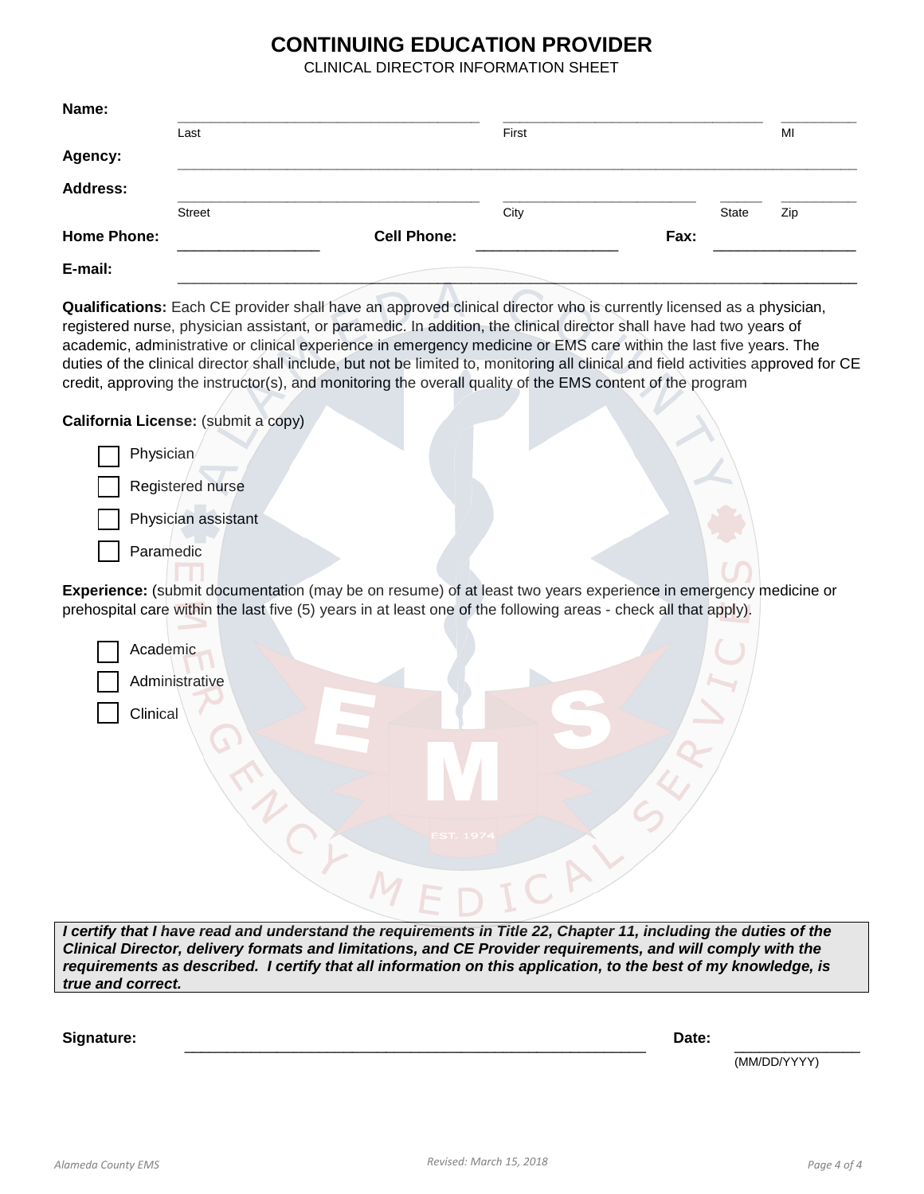# CONTINUING EDUCATION PROVIDER

CLINICAL DIRECTOR INFORMATION SHEET

**Name:** ______________________ ______________________ ______
Last First MI

**Agency:** ______________________________________________

**Address:** ______________________ ______________________ ______ ______
Street City State Zip

**Home Phone:** ______________ **Cell Phone:** ______________ **Fax:** ______________

**E-mail:** ______________________________________________

**Qualifications:** Each CE provider shall have an approved clinical director who is currently licensed as a physician, registered nurse, physician assistant, or paramedic. In addition, the clinical director shall have had two years of academic, administrative or clinical experience in emergency medicine or EMS care within the last five years. The duties of the clinical director shall include, but not be limited to, monitoring all clinical and field activities approved for CE credit, approving the instructor(s), and monitoring the overall quality of the EMS content of the program

**California License:** (submit a copy)

- ☐ Physician
- ☐ Registered nurse
- ☐ Physician assistant
- ☐ Paramedic

**Experience:** (submit documentation (may be on resume) of at least two years experience in emergency medicine or prehospital care within the last five (5) years in at least one of the following areas - check all that apply).

- ☐ Academic
- ☐ Administrative
- ☐ Clinical

***I certify that I have read and understand the requirements in Title 22, Chapter 11, including the duties of the Clinical Director, delivery formats and limitations, and CE Provider requirements, and will comply with the requirements as described. I certify that all information on this application, to the best of my knowledge, is true and correct.***

**Signature:** ______________________________ **Date:** ______________
(MM/DD/YYYY)